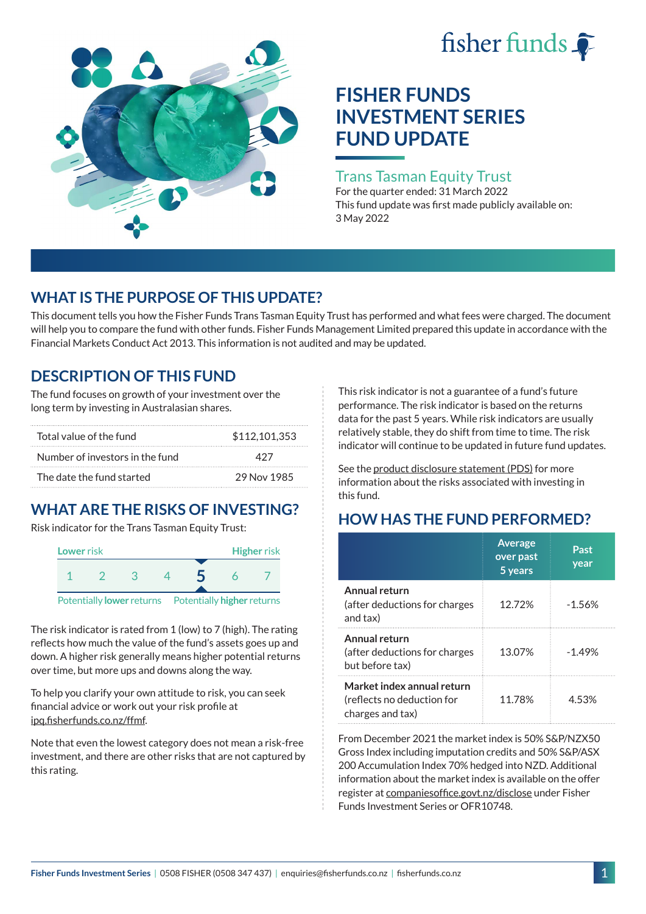# FISHER FUNDS INVESTMENT SERIES FUND UPDATE

## Trans Tasman Equity Trust

For the quarter ended: 31 March 2022

This fund update was first made publicly available on: 3 May 2022

## WHAT IS THE PURPOSE OF THIS UPDATE?

This document tells you how the Fisher Funds Trans Tasman Equity Trust has performed and what fees were charged. The document will help you to compare the fund with other funds. Fisher Funds Management Limited prepared this update in accordance with the Financial Markets Conduct Act 2013. This information is not audited and may be updated.

## DESCRIPTION OF THIS FUND

The fund focuses on growth of your investment over the long term by investing in Australasian shares.

| | |
|---|---|
| Total value of the fund | $112,101,353 |
| Number of investors in the fund | 427 |
| The date the fund started | 29 Nov 1985 |

## WHAT ARE THE RISKS OF INVESTING?

Risk indicator for the Trans Tasman Equity Trust:

| Lower risk | | | | | | Higher risk |
|---|---|---|---|---|---|---|
| 1 | 2 | 3 | 4 | **5** | 6 | 7 |
| Potentially **lower** returns | | | | | | Potentially **higher** returns |

The risk indicator is rated from 1 (low) to 7 (high). The rating reflects how much the value of the fund's assets goes up and down. A higher risk generally means higher potential returns over time, but more ups and downs along the way.

To help you clarify your own attitude to risk, you can seek financial advice or work out your risk profile at ipq.fisherfunds.co.nz/ffmf.

Note that even the lowest category does not mean a risk-free investment, and there are other risks that are not captured by this rating.

This risk indicator is not a guarantee of a fund's future performance. The risk indicator is based on the returns data for the past 5 years. While risk indicators are usually relatively stable, they do shift from time to time. The risk indicator will continue to be updated in future fund updates.

See the product disclosure statement (PDS) for more information about the risks associated with investing in this fund.

## HOW HAS THE FUND PERFORMED?

| | Average over past 5 years | Past year |
|---|---|---|
| **Annual return** (after deductions for charges and tax) | 12.72% | -1.56% |
| **Annual return** (after deductions for charges but before tax) | 13.07% | -1.49% |
| **Market index annual return** (reflects no deduction for charges and tax) | 11.78% | 4.53% |

From December 2021 the market index is 50% S&P/NZX50 Gross Index including imputation credits and 50% S&P/ASX 200 Accumulation Index 70% hedged into NZD. Additional information about the market index is available on the offer register at companiesoffice.govt.nz/disclose under Fisher Funds Investment Series or OFR10748.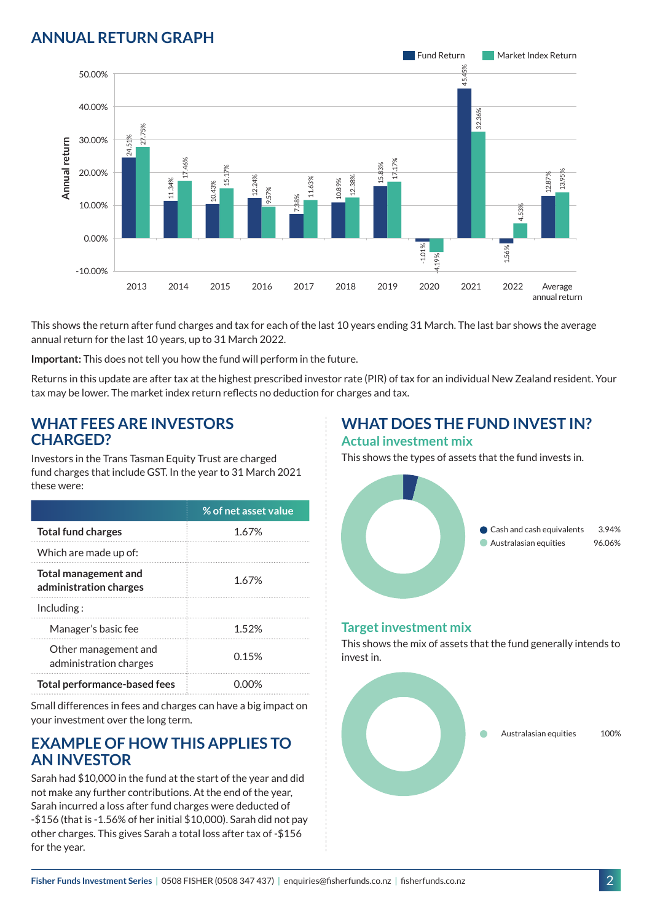## ANNUAL RETURN GRAPH

| Year | Fund Return | Market Index Return |
|---|---|---|
| 2013 | 24.51% | 27.75% |
| 2014 | 11.34% | 17.46% |
| 2015 | 10.43% | 15.17% |
| 2016 | 12.24% | 9.57% |
| 2017 | 7.38% | 11.63% |
| 2018 | 10.89% | 12.38% |
| 2019 | 15.83% | 17.17% |
| 2020 | -1.01% | -4.19% |
| 2021 | 45.45% | 32.36% |
| 2022 | -1.56% | 4.53% |
| Average annual return | 12.87% | 13.95% |

This shows the return after fund charges and tax for each of the last 10 years ending 31 March. The last bar shows the average annual return for the last 10 years, up to 31 March 2022.

**Important:** This does not tell you how the fund will perform in the future.

Returns in this update are after tax at the highest prescribed investor rate (PIR) of tax for an individual New Zealand resident. Your tax may be lower. The market index return reflects no deduction for charges and tax.

## WHAT FEES ARE INVESTORS CHARGED?

Investors in the Trans Tasman Equity Trust are charged fund charges that include GST. In the year to 31 March 2021 these were:

| | % of net asset value |
|---|---|
| **Total fund charges** | 1.67% |
| Which are made up of: | |
| **Total management and administration charges** | 1.67% |
| Including : | |
| Manager's basic fee | 1.52% |
| Other management and administration charges | 0.15% |
| **Total performance-based fees** | 0.00% |

Small differences in fees and charges can have a big impact on your investment over the long term.

## EXAMPLE OF HOW THIS APPLIES TO AN INVESTOR

Sarah had $10,000 in the fund at the start of the year and did not make any further contributions. At the end of the year, Sarah incurred a loss after fund charges were deducted of -$156 (that is -1.56% of her initial $10,000). Sarah did not pay other charges. This gives Sarah a total loss after tax of -$156 for the year.

## WHAT DOES THE FUND INVEST IN?

### Actual investment mix

This shows the types of assets that the fund invests in.

| Asset | % |
|---|---|
| Cash and cash equivalents | 3.94% |
| Australasian equities | 96.06% |

### Target investment mix

This shows the mix of assets that the fund generally intends to invest in.

| Asset | % |
|---|---|
| Australasian equities | 100% |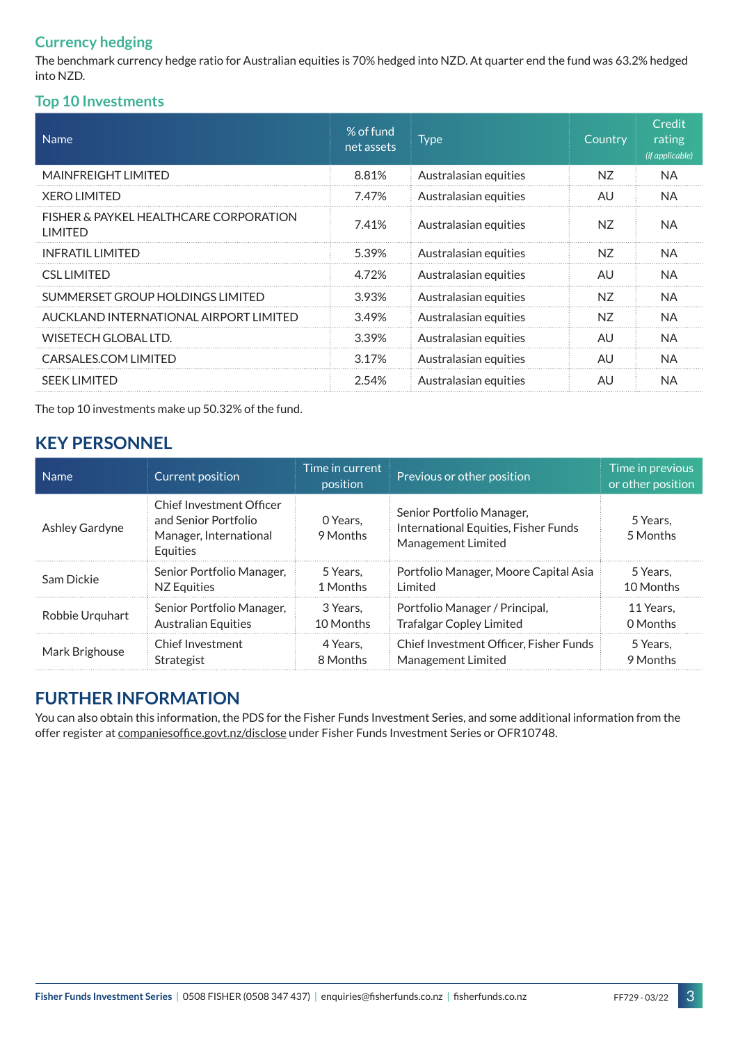## Currency hedging

The benchmark currency hedge ratio for Australian equities is 70% hedged into NZD. At quarter end the fund was 63.2% hedged into NZD.

## Top 10 Investments

| Name | % of fund net assets | Type | Country | Credit rating *(if applicable)* |
|---|---|---|---|---|
| MAINFREIGHT LIMITED | 8.81% | Australasian equities | NZ | NA |
| XERO LIMITED | 7.47% | Australasian equities | AU | NA |
| FISHER & PAYKEL HEALTHCARE CORPORATION LIMITED | 7.41% | Australasian equities | NZ | NA |
| INFRATIL LIMITED | 5.39% | Australasian equities | NZ | NA |
| CSL LIMITED | 4.72% | Australasian equities | AU | NA |
| SUMMERSET GROUP HOLDINGS LIMITED | 3.93% | Australasian equities | NZ | NA |
| AUCKLAND INTERNATIONAL AIRPORT LIMITED | 3.49% | Australasian equities | NZ | NA |
| WISETECH GLOBAL LTD. | 3.39% | Australasian equities | AU | NA |
| CARSALES.COM LIMITED | 3.17% | Australasian equities | AU | NA |
| SEEK LIMITED | 2.54% | Australasian equities | AU | NA |

The top 10 investments make up 50.32% of the fund.

# KEY PERSONNEL

| Name | Current position | Time in current position | Previous or other position | Time in previous or other position |
|---|---|---|---|---|
| Ashley Gardyne | Chief Investment Officer and Senior Portfolio Manager, International Equities | 0 Years, 9 Months | Senior Portfolio Manager, International Equities, Fisher Funds Management Limited | 5 Years, 5 Months |
| Sam Dickie | Senior Portfolio Manager, NZ Equities | 5 Years, 1 Months | Portfolio Manager, Moore Capital Asia Limited | 5 Years, 10 Months |
| Robbie Urquhart | Senior Portfolio Manager, Australian Equities | 3 Years, 10 Months | Portfolio Manager / Principal, Trafalgar Copley Limited | 11 Years, 0 Months |
| Mark Brighouse | Chief Investment Strategist | 4 Years, 8 Months | Chief Investment Officer, Fisher Funds Management Limited | 5 Years, 9 Months |

# FURTHER INFORMATION

You can also obtain this information, the PDS for the Fisher Funds Investment Series, and some additional information from the offer register at companiesoffice.govt.nz/disclose under Fisher Funds Investment Series or OFR10748.